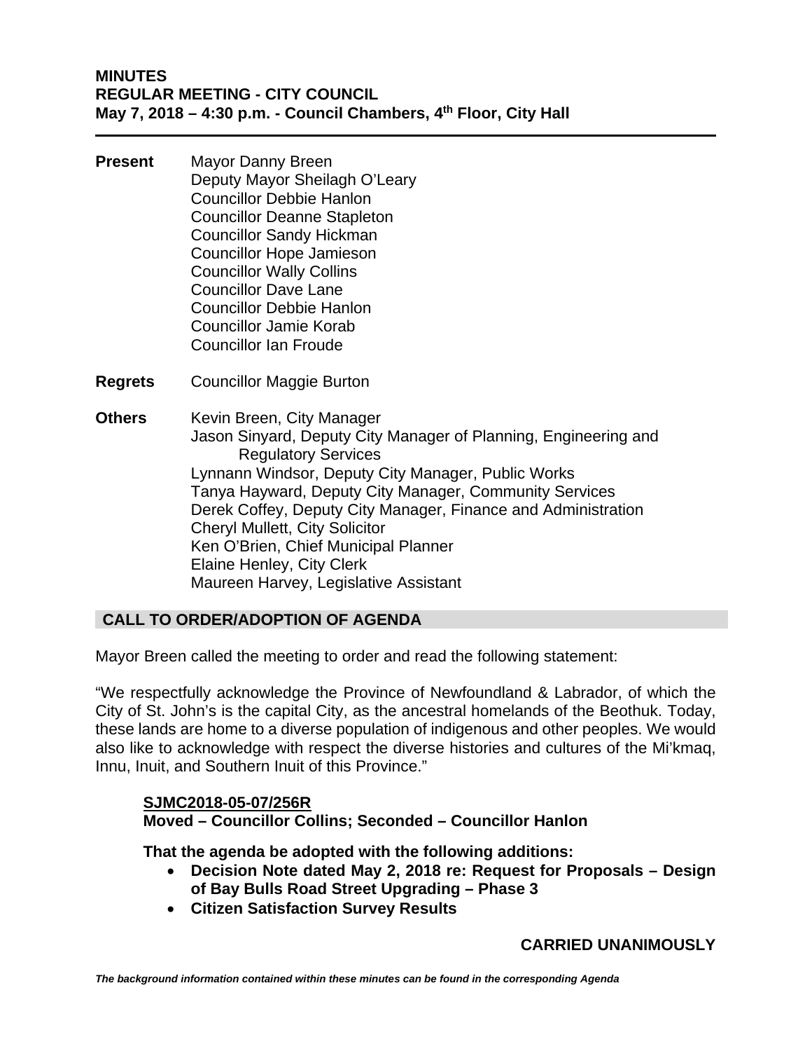**MINUTES**
**REGULAR MEETING - CITY COUNCIL**
**May 7, 2018 – 4:30 p.m. - Council Chambers, 4th Floor, City Hall**

---

**Present**
Mayor Danny Breen
Deputy Mayor Sheilagh O'Leary
Councillor Debbie Hanlon
Councillor Deanne Stapleton
Councillor Sandy Hickman
Councillor Hope Jamieson
Councillor Wally Collins
Councillor Dave Lane
Councillor Debbie Hanlon
Councillor Jamie Korab
Councillor Ian Froude

**Regrets**
Councillor Maggie Burton

**Others**
Kevin Breen, City Manager
Jason Sinyard, Deputy City Manager of Planning, Engineering and Regulatory Services
Lynnann Windsor, Deputy City Manager, Public Works
Tanya Hayward, Deputy City Manager, Community Services
Derek Coffey, Deputy City Manager, Finance and Administration
Cheryl Mullett, City Solicitor
Ken O'Brien, Chief Municipal Planner
Elaine Henley, City Clerk
Maureen Harvey, Legislative Assistant

## CALL TO ORDER/ADOPTION OF AGENDA

Mayor Breen called the meeting to order and read the following statement:

"We respectfully acknowledge the Province of Newfoundland & Labrador, of which the City of St. John's is the capital City, as the ancestral homelands of the Beothuk. Today, these lands are home to a diverse population of indigenous and other peoples. We would also like to acknowledge with respect the diverse histories and cultures of the Mi'kmaq, Innu, Inuit, and Southern Inuit of this Province."

**SJMC2018-05-07/256R**
**Moved – Councillor Collins; Seconded – Councillor Hanlon**

**That the agenda be adopted with the following additions:**

- **Decision Note dated May 2, 2018 re: Request for Proposals – Design of Bay Bulls Road Street Upgrading – Phase 3**
- **Citizen Satisfaction Survey Results**

**CARRIED UNANIMOUSLY**

***The background information contained within these minutes can be found in the corresponding Agenda***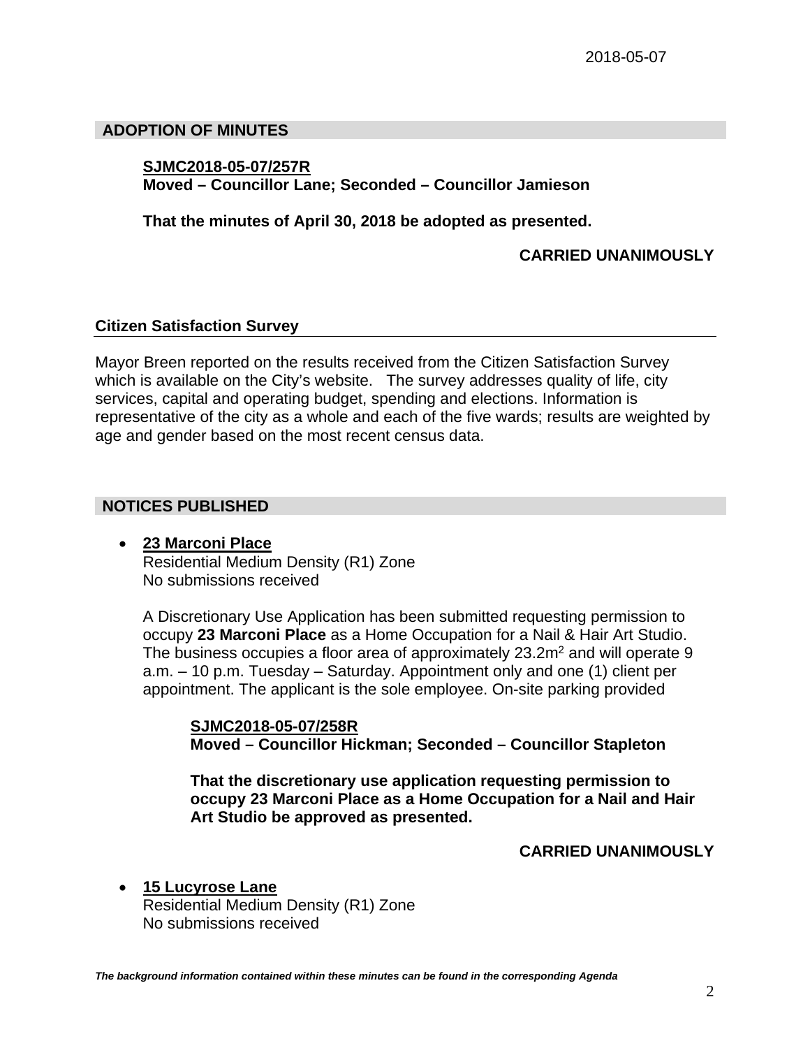## ADOPTION OF MINUTES

**SJMC2018-05-07/257R**
**Moved – Councillor Lane; Seconded – Councillor Jamieson**

**That the minutes of April 30, 2018 be adopted as presented.**

**CARRIED UNANIMOUSLY**

### Citizen Satisfaction Survey

Mayor Breen reported on the results received from the Citizen Satisfaction Survey which is available on the City's website. The survey addresses quality of life, city services, capital and operating budget, spending and elections. Information is representative of the city as a whole and each of the five wards; results are weighted by age and gender based on the most recent census data.

## NOTICES PUBLISHED

- **23 Marconi Place**
  Residential Medium Density (R1) Zone
  No submissions received

  A Discretionary Use Application has been submitted requesting permission to occupy **23 Marconi Place** as a Home Occupation for a Nail & Hair Art Studio. The business occupies a floor area of approximately 23.2m² and will operate 9 a.m. – 10 p.m. Tuesday – Saturday. Appointment only and one (1) client per appointment. The applicant is the sole employee. On-site parking provided

  **SJMC2018-05-07/258R**
  **Moved – Councillor Hickman; Seconded – Councillor Stapleton**

  **That the discretionary use application requesting permission to occupy 23 Marconi Place as a Home Occupation for a Nail and Hair Art Studio be approved as presented.**

  **CARRIED UNANIMOUSLY**

- **15 Lucyrose Lane**
  Residential Medium Density (R1) Zone
  No submissions received

***The background information contained within these minutes can be found in the corresponding Agenda***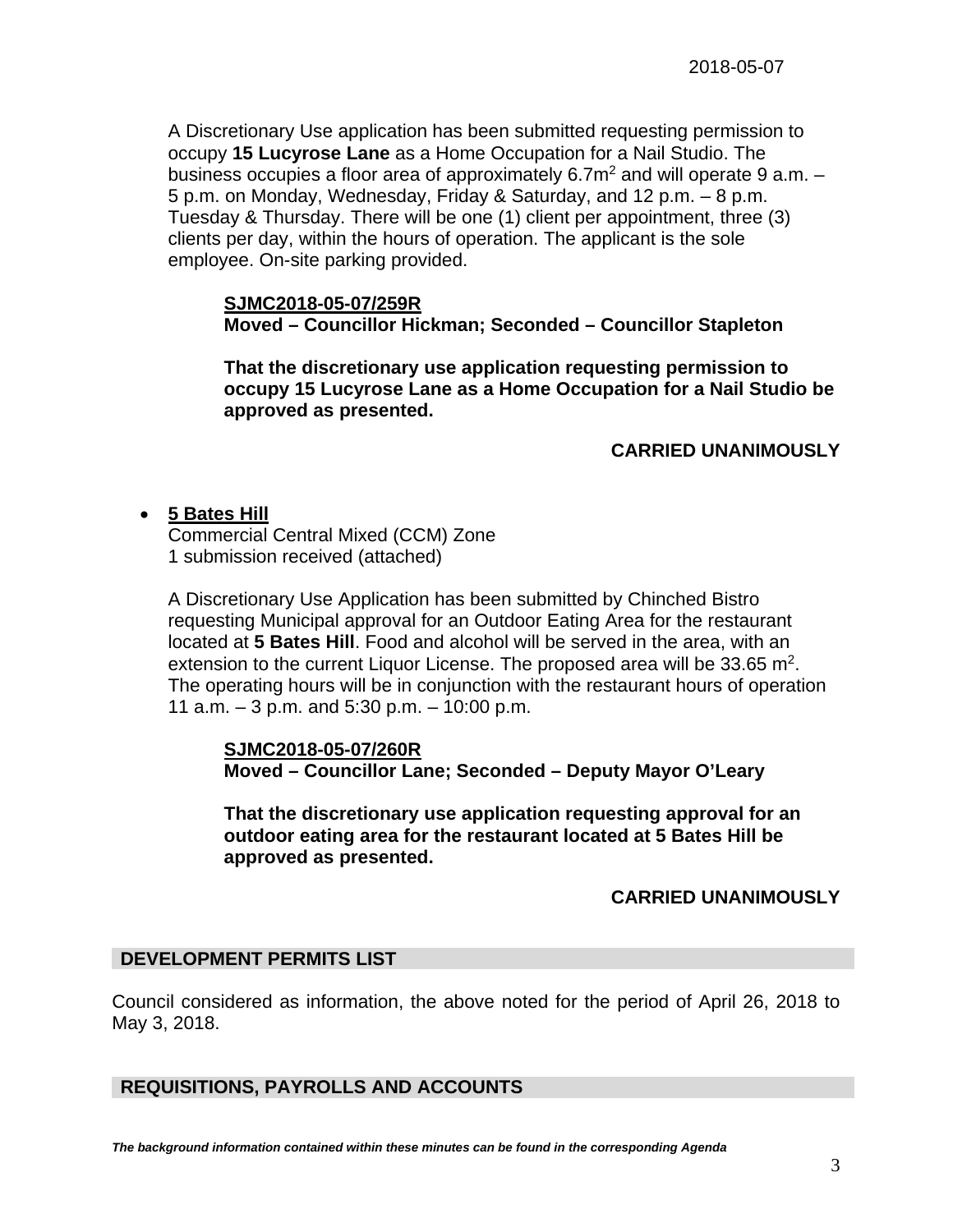A Discretionary Use application has been submitted requesting permission to occupy **15 Lucyrose Lane** as a Home Occupation for a Nail Studio. The business occupies a floor area of approximately 6.7m$^2$ and will operate 9 a.m. – 5 p.m. on Monday, Wednesday, Friday & Saturday, and 12 p.m. – 8 p.m. Tuesday & Thursday. There will be one (1) client per appointment, three (3) clients per day, within the hours of operation. The applicant is the sole employee. On-site parking provided.

**SJMC2018-05-07/259R**
**Moved – Councillor Hickman; Seconded – Councillor Stapleton**

**That the discretionary use application requesting permission to occupy 15 Lucyrose Lane as a Home Occupation for a Nail Studio be approved as presented.**

**CARRIED UNANIMOUSLY**

- **5 Bates Hill**
  Commercial Central Mixed (CCM) Zone
  1 submission received (attached)

A Discretionary Use Application has been submitted by Chinched Bistro requesting Municipal approval for an Outdoor Eating Area for the restaurant located at **5 Bates Hill**. Food and alcohol will be served in the area, with an extension to the current Liquor License. The proposed area will be 33.65 m$^2$. The operating hours will be in conjunction with the restaurant hours of operation 11 a.m. – 3 p.m. and 5:30 p.m. – 10:00 p.m.

**SJMC2018-05-07/260R**
**Moved – Councillor Lane; Seconded – Deputy Mayor O'Leary**

**That the discretionary use application requesting approval for an outdoor eating area for the restaurant located at 5 Bates Hill be approved as presented.**

**CARRIED UNANIMOUSLY**

## DEVELOPMENT PERMITS LIST

Council considered as information, the above noted for the period of April 26, 2018 to May 3, 2018.

## REQUISITIONS, PAYROLLS AND ACCOUNTS

***The background information contained within these minutes can be found in the corresponding Agenda***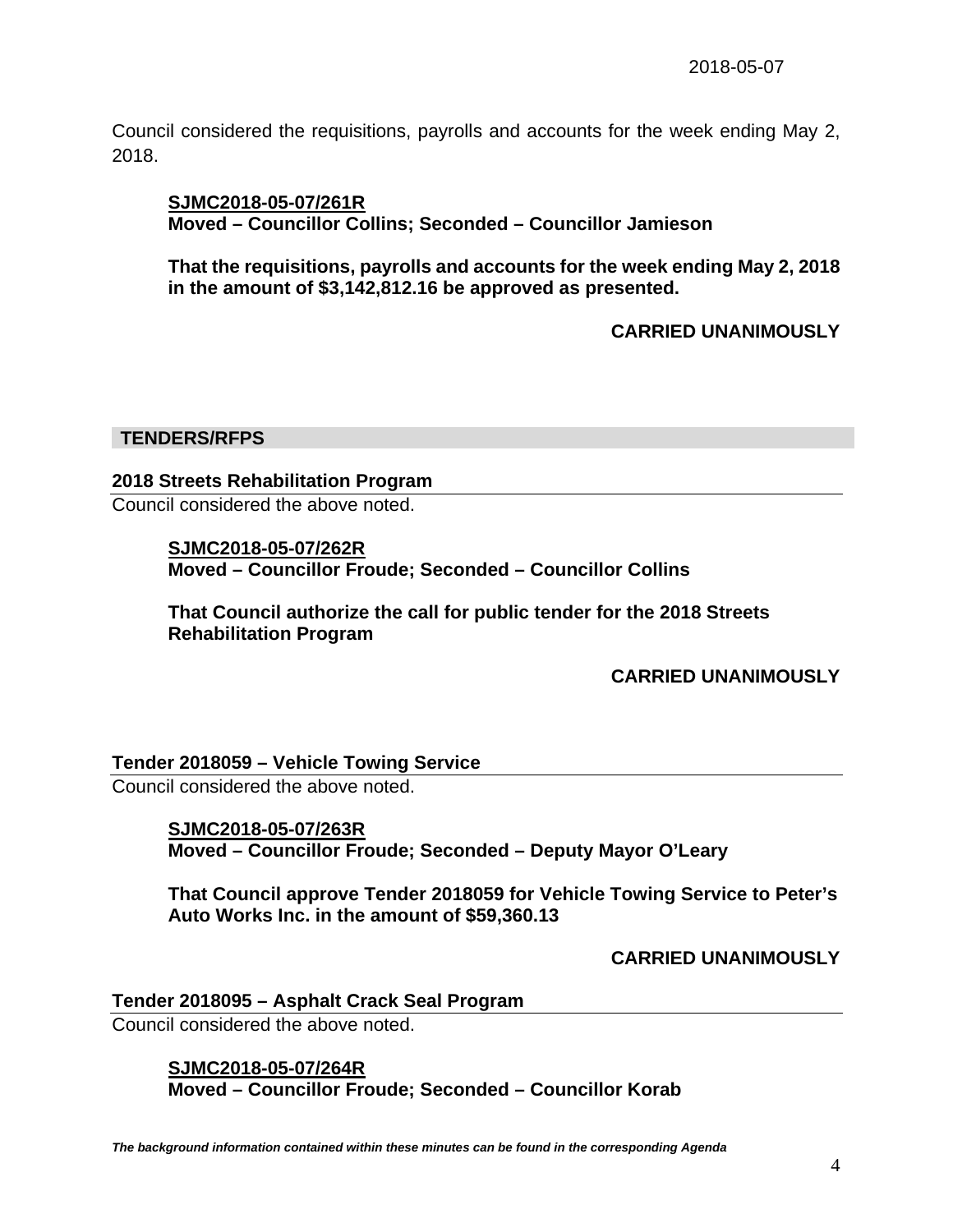Council considered the requisitions, payrolls and accounts for the week ending May 2, 2018.

**SJMC2018-05-07/261R**
**Moved – Councillor Collins; Seconded – Councillor Jamieson**

**That the requisitions, payrolls and accounts for the week ending May 2, 2018 in the amount of $3,142,812.16 be approved as presented.**

**CARRIED UNANIMOUSLY**

## TENDERS/RFPS

### 2018 Streets Rehabilitation Program

Council considered the above noted.

**SJMC2018-05-07/262R**
**Moved – Councillor Froude; Seconded – Councillor Collins**

**That Council authorize the call for public tender for the 2018 Streets Rehabilitation Program**

**CARRIED UNANIMOUSLY**

### Tender 2018059 – Vehicle Towing Service

Council considered the above noted.

**SJMC2018-05-07/263R**
**Moved – Councillor Froude; Seconded – Deputy Mayor O'Leary**

**That Council approve Tender 2018059 for Vehicle Towing Service to Peter's Auto Works Inc. in the amount of $59,360.13**

**CARRIED UNANIMOUSLY**

### Tender 2018095 – Asphalt Crack Seal Program

Council considered the above noted.

**SJMC2018-05-07/264R**
**Moved – Councillor Froude; Seconded – Councillor Korab**

*The background information contained within these minutes can be found in the corresponding Agenda*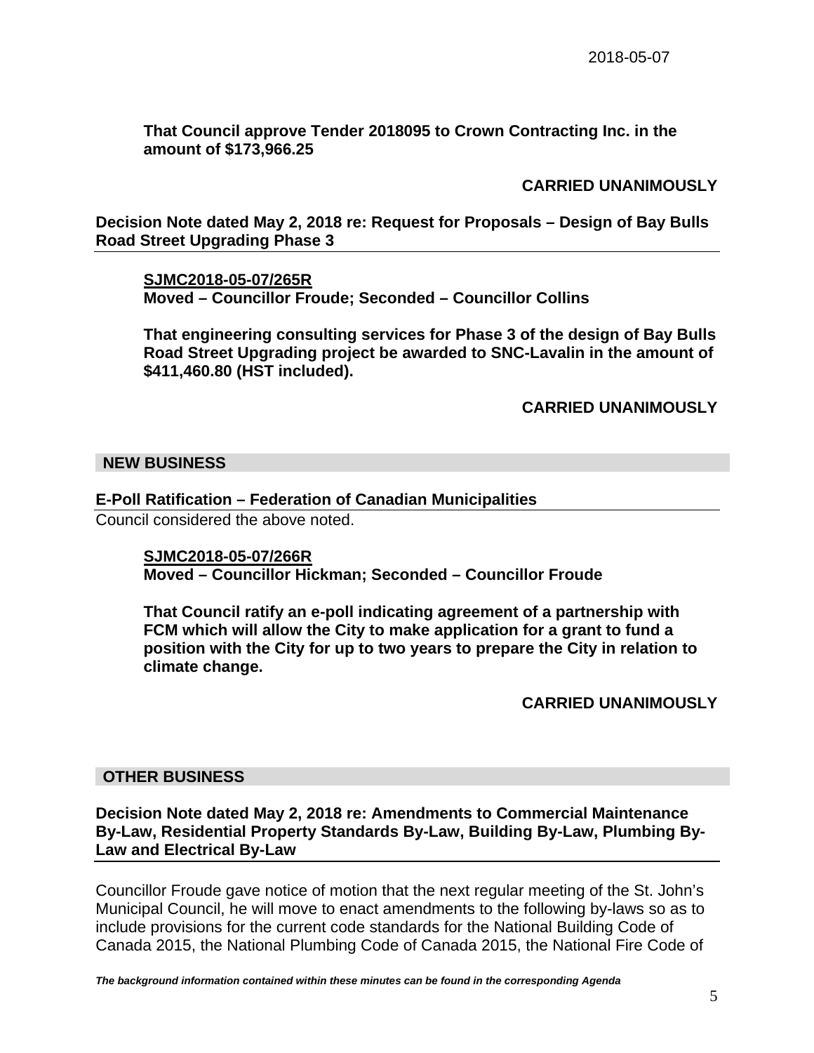**That Council approve Tender 2018095 to Crown Contracting Inc. in the amount of $173,966.25**

**CARRIED UNANIMOUSLY**

**Decision Note dated May 2, 2018 re: Request for Proposals – Design of Bay Bulls Road Street Upgrading Phase 3**

**SJMC2018-05-07/265R**
**Moved – Councillor Froude; Seconded – Councillor Collins**

**That engineering consulting services for Phase 3 of the design of Bay Bulls Road Street Upgrading project be awarded to SNC-Lavalin in the amount of $411,460.80 (HST included).**

**CARRIED UNANIMOUSLY**

## NEW BUSINESS

**E-Poll Ratification – Federation of Canadian Municipalities**

Council considered the above noted.

**SJMC2018-05-07/266R**
**Moved – Councillor Hickman; Seconded – Councillor Froude**

**That Council ratify an e-poll indicating agreement of a partnership with FCM which will allow the City to make application for a grant to fund a position with the City for up to two years to prepare the City in relation to climate change.**

**CARRIED UNANIMOUSLY**

## OTHER BUSINESS

**Decision Note dated May 2, 2018 re: Amendments to Commercial Maintenance By-Law, Residential Property Standards By-Law, Building By-Law, Plumbing By-Law and Electrical By-Law**

Councillor Froude gave notice of motion that the next regular meeting of the St. John's Municipal Council, he will move to enact amendments to the following by-laws so as to include provisions for the current code standards for the National Building Code of Canada 2015, the National Plumbing Code of Canada 2015, the National Fire Code of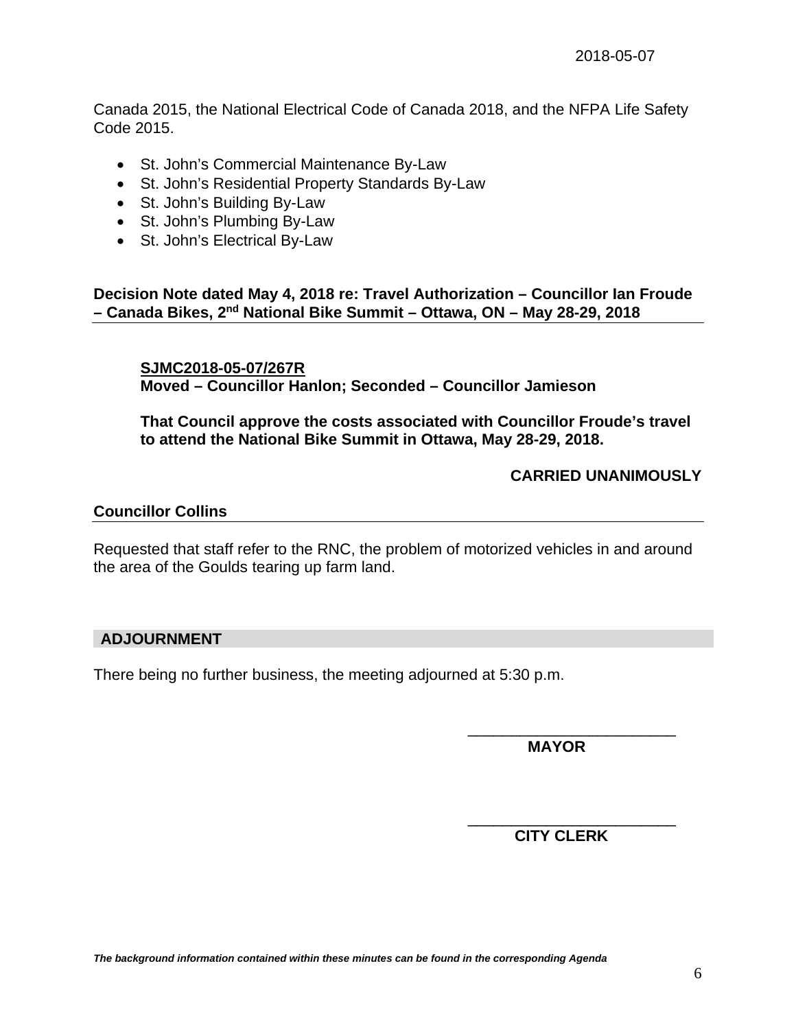Canada 2015, the National Electrical Code of Canada 2018, and the NFPA Life Safety Code 2015.

- St. John's Commercial Maintenance By-Law
- St. John's Residential Property Standards By-Law
- St. John's Building By-Law
- St. John's Plumbing By-Law
- St. John's Electrical By-Law

**Decision Note dated May 4, 2018 re: Travel Authorization – Councillor Ian Froude – Canada Bikes, 2nd National Bike Summit – Ottawa, ON – May 28-29, 2018**

**SJMC2018-05-07/267R**
**Moved – Councillor Hanlon; Seconded – Councillor Jamieson**

**That Council approve the costs associated with Councillor Froude's travel to attend the National Bike Summit in Ottawa, May 28-29, 2018.**

**CARRIED UNANIMOUSLY**

**Councillor Collins**

Requested that staff refer to the RNC, the problem of motorized vehicles in and around the area of the Goulds tearing up farm land.

## ADJOURNMENT

There being no further business, the meeting adjourned at 5:30 p.m.

________________________
**MAYOR**

________________________
**CITY CLERK**

***The background information contained within these minutes can be found in the corresponding Agenda***